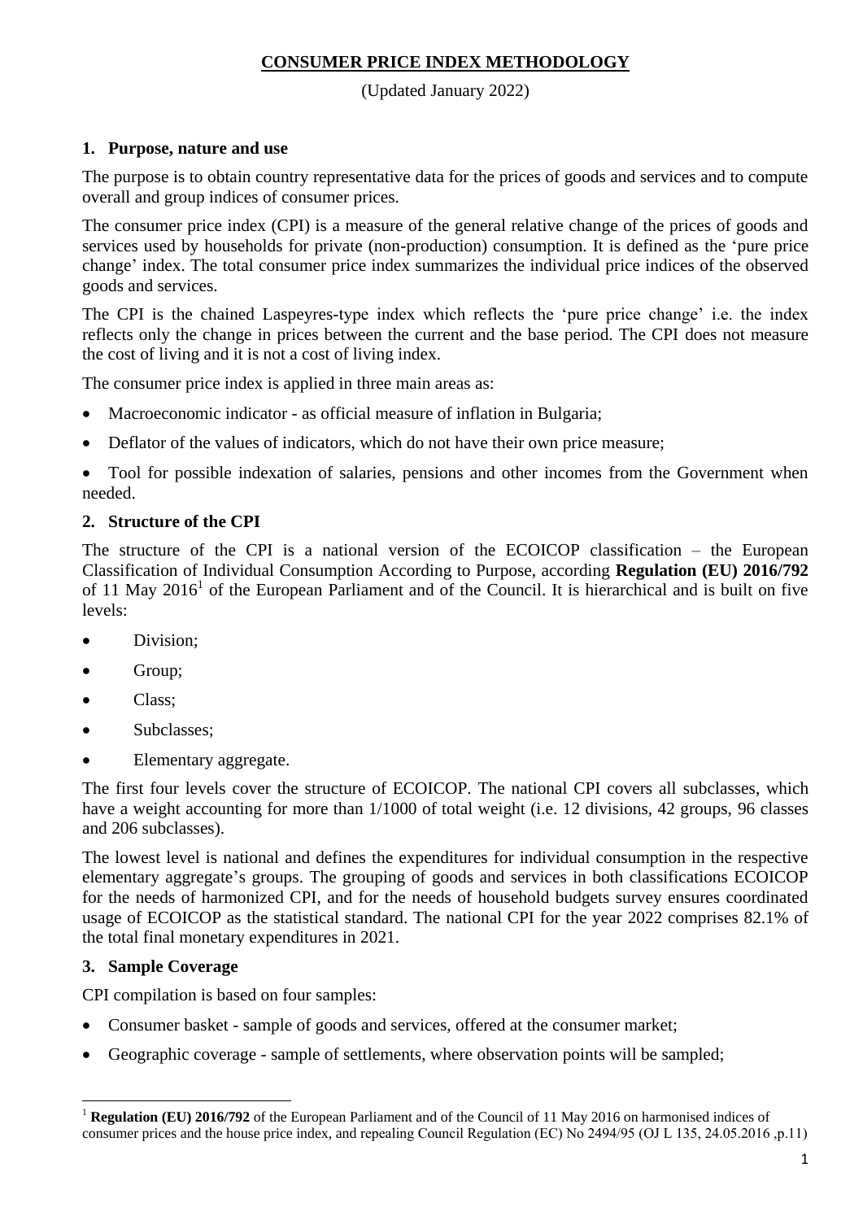# CONSUMER PRICE INDEX METHODOLOGY

(Updated January 2022)

## 1. Purpose, nature and use

The purpose is to obtain country representative data for the prices of goods and services and to compute overall and group indices of consumer prices.

The consumer price index (CPI) is a measure of the general relative change of the prices of goods and services used by households for private (non-production) consumption. It is defined as the 'pure price change' index. The total consumer price index summarizes the individual price indices of the observed goods and services.

The CPI is the chained Laspeyres-type index which reflects the 'pure price change' i.e. the index reflects only the change in prices between the current and the base period. The CPI does not measure the cost of living and it is not a cost of living index.

The consumer price index is applied in three main areas as:

- Macroeconomic indicator - as official measure of inflation in Bulgaria;
- Deflator of the values of indicators, which do not have their own price measure;
- Tool for possible indexation of salaries, pensions and other incomes from the Government when needed.

## 2. Structure of the CPI

The structure of the CPI is a national version of the ECOICOP classification – the European Classification of Individual Consumption According to Purpose, according **Regulation (EU) 2016/792** of 11 May 2016[1] of the European Parliament and of the Council. It is hierarchical and is built on five levels:

- Division;
- Group;
- Class;
- Subclasses;
- Elementary aggregate.

The first four levels cover the structure of ECOICOP. The national CPI covers all subclasses, which have a weight accounting for more than 1/1000 of total weight (i.e. 12 divisions, 42 groups, 96 classes and 206 subclasses).

The lowest level is national and defines the expenditures for individual consumption in the respective elementary aggregate's groups. The grouping of goods and services in both classifications ECOICOP for the needs of harmonized CPI, and for the needs of household budgets survey ensures coordinated usage of ECOICOP as the statistical standard. The national CPI for the year 2022 comprises 82.1% of the total final monetary expenditures in 2021.

## 3. Sample Coverage

CPI compilation is based on four samples:

- Consumer basket - sample of goods and services, offered at the consumer market;
- Geographic coverage - sample of settlements, where observation points will be sampled;

---

[1] **Regulation (EU) 2016/792** of the European Parliament and of the Council of 11 May 2016 on harmonised indices of consumer prices and the house price index, and repealing Council Regulation (EC) No 2494/95 (OJ L 135, 24.05.2016 ,p.11)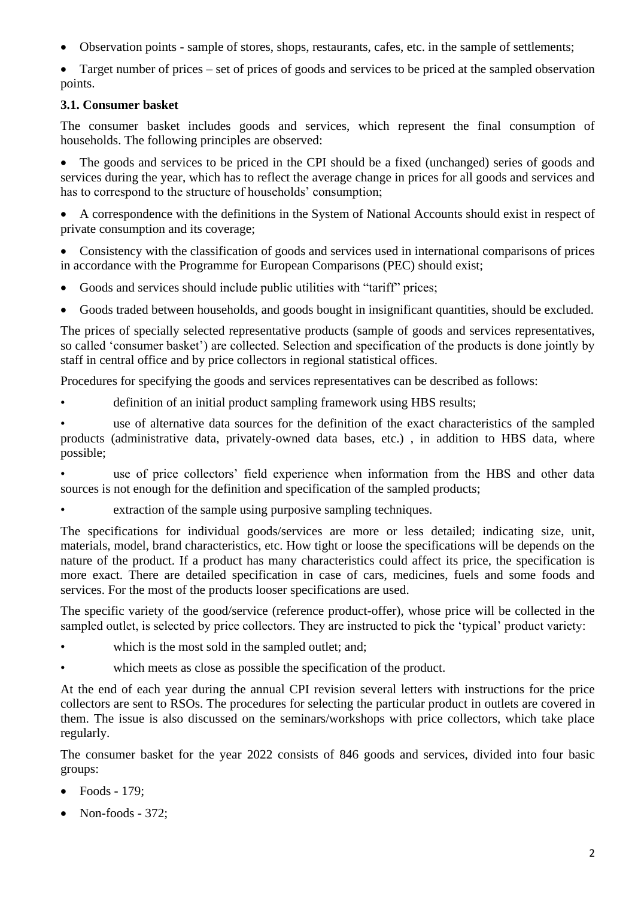- Observation points - sample of stores, shops, restaurants, cafes, etc. in the sample of settlements;
- Target number of prices – set of prices of goods and services to be priced at the sampled observation points.

### 3.1. Consumer basket

The consumer basket includes goods and services, which represent the final consumption of households. The following principles are observed:

- The goods and services to be priced in the CPI should be a fixed (unchanged) series of goods and services during the year, which has to reflect the average change in prices for all goods and services and has to correspond to the structure of households' consumption;
- A correspondence with the definitions in the System of National Accounts should exist in respect of private consumption and its coverage;
- Consistency with the classification of goods and services used in international comparisons of prices in accordance with the Programme for European Comparisons (PEC) should exist;
- Goods and services should include public utilities with "tariff" prices;
- Goods traded between households, and goods bought in insignificant quantities, should be excluded.

The prices of specially selected representative products (sample of goods and services representatives, so called 'consumer basket') are collected. Selection and specification of the products is done jointly by staff in central office and by price collectors in regional statistical offices.

Procedures for specifying the goods and services representatives can be described as follows:

- definition of an initial product sampling framework using HBS results;
- use of alternative data sources for the definition of the exact characteristics of the sampled products (administrative data, privately-owned data bases, etc.) , in addition to HBS data, where possible;
- use of price collectors' field experience when information from the HBS and other data sources is not enough for the definition and specification of the sampled products;
- extraction of the sample using purposive sampling techniques.

The specifications for individual goods/services are more or less detailed; indicating size, unit, materials, model, brand characteristics, etc. How tight or loose the specifications will be depends on the nature of the product. If a product has many characteristics could affect its price, the specification is more exact. There are detailed specification in case of cars, medicines, fuels and some foods and services. For the most of the products looser specifications are used.

The specific variety of the good/service (reference product-offer), whose price will be collected in the sampled outlet, is selected by price collectors. They are instructed to pick the 'typical' product variety:

- which is the most sold in the sampled outlet; and;
- which meets as close as possible the specification of the product.

At the end of each year during the annual CPI revision several letters with instructions for the price collectors are sent to RSOs. The procedures for selecting the particular product in outlets are covered in them. The issue is also discussed on the seminars/workshops with price collectors, which take place regularly.

The consumer basket for the year 2022 consists of 846 goods and services, divided into four basic groups:

- Foods - 179;
- Non-foods - 372;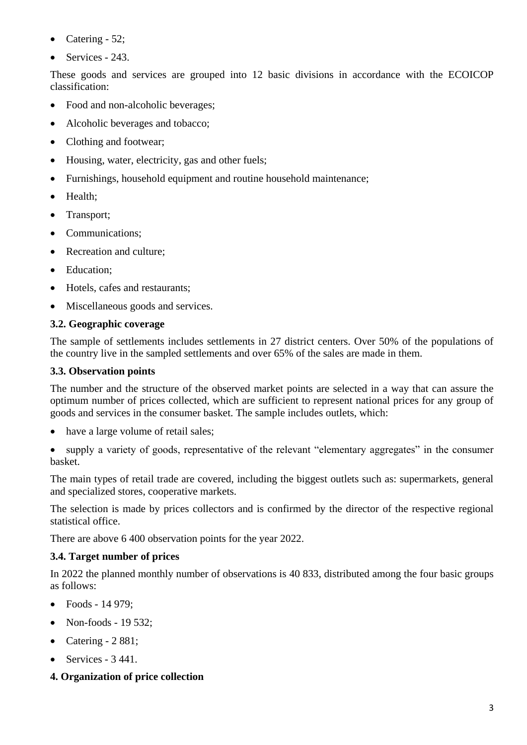- Catering - 52;
- Services - 243.

These goods and services are grouped into 12 basic divisions in accordance with the ECOICOP classification:

- Food and non-alcoholic beverages;
- Alcoholic beverages and tobacco;
- Clothing and footwear;
- Housing, water, electricity, gas and other fuels;
- Furnishings, household equipment and routine household maintenance;
- Health;
- Transport;
- Communications;
- Recreation and culture;
- Education;
- Hotels, cafes and restaurants;
- Miscellaneous goods and services.

### 3.2. Geographic coverage

The sample of settlements includes settlements in 27 district centers. Over 50% of the populations of the country live in the sampled settlements and over 65% of the sales are made in them.

### 3.3. Observation points

The number and the structure of the observed market points are selected in a way that can assure the optimum number of prices collected, which are sufficient to represent national prices for any group of goods and services in the consumer basket. The sample includes outlets, which:

- have a large volume of retail sales;
- supply a variety of goods, representative of the relevant "elementary aggregates" in the consumer basket.

The main types of retail trade are covered, including the biggest outlets such as: supermarkets, general and specialized stores, cooperative markets.

The selection is made by prices collectors and is confirmed by the director of the respective regional statistical office.

There are above 6 400 observation points for the year 2022.

### 3.4. Target number of prices

In 2022 the planned monthly number of observations is 40 833, distributed among the four basic groups as follows:

- Foods - 14 979;
- Non-foods - 19 532;
- Catering - 2 881;
- Services - 3 441.

## 4. Organization of price collection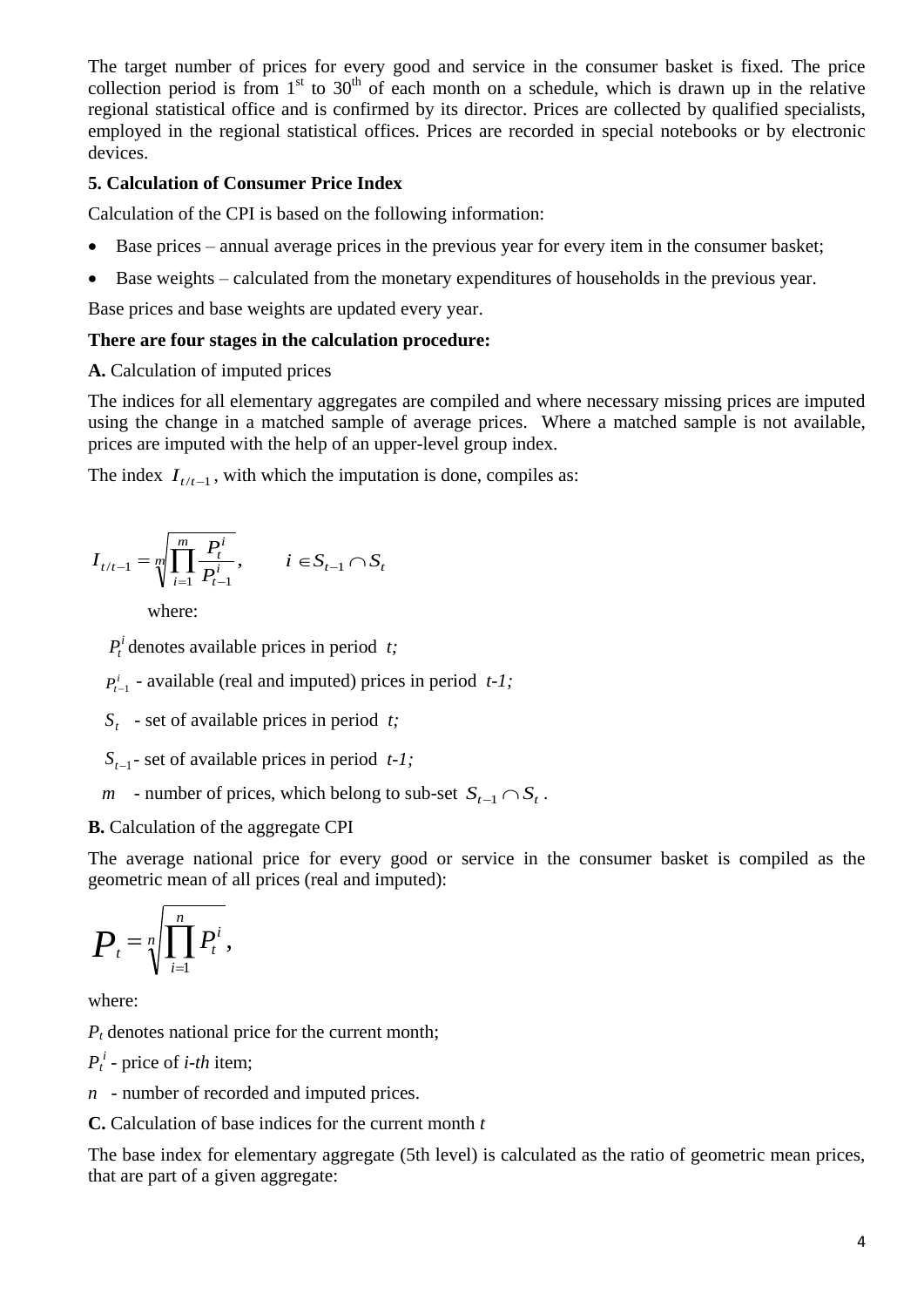The target number of prices for every good and service in the consumer basket is fixed. The price collection period is from 1st to 30th of each month on a schedule, which is drawn up in the relative regional statistical office and is confirmed by its director. Prices are collected by qualified specialists, employed in the regional statistical offices. Prices are recorded in special notebooks or by electronic devices.

**5. Calculation of Consumer Price Index**

Calculation of the CPI is based on the following information:

- Base prices – annual average prices in the previous year for every item in the consumer basket;
- Base weights – calculated from the monetary expenditures of households in the previous year.

Base prices and base weights are updated every year.

**There are four stages in the calculation procedure:**

**A.** Calculation of imputed prices

The indices for all elementary aggregates are compiled and where necessary missing prices are imputed using the change in a matched sample of average prices. Where a matched sample is not available, prices are imputed with the help of an upper-level group index.

The index $I_{t/t-1}$, with which the imputation is done, compiles as:

$$I_{t/t-1} = \sqrt[m]{\prod_{i=1}^{m} \frac{P_t^i}{P_{t-1}^i}}, \qquad i \in S_{t-1} \cap S_t$$

where:

$P_t^i$ denotes available prices in period *t;*

$P_{t-1}^i$ - available (real and imputed) prices in period *t-1;*

$S_t$ - set of available prices in period *t;*

$S_{t-1}$ - set of available prices in period *t-1;*

$m$ - number of prices, which belong to sub-set $S_{t-1} \cap S_t$.

**B.** Calculation of the aggregate CPI

The average national price for every good or service in the consumer basket is compiled as the geometric mean of all prices (real and imputed):

$$P_t = \sqrt[n]{\prod_{i=1}^{n} P_t^i},$$

where:

$P_t$ denotes national price for the current month;

$P_t^i$ - price of *i-th* item;

$n$ - number of recorded and imputed prices.

**C.** Calculation of base indices for the current month *t*

The base index for elementary aggregate (5th level) is calculated as the ratio of geometric mean prices, that are part of a given aggregate: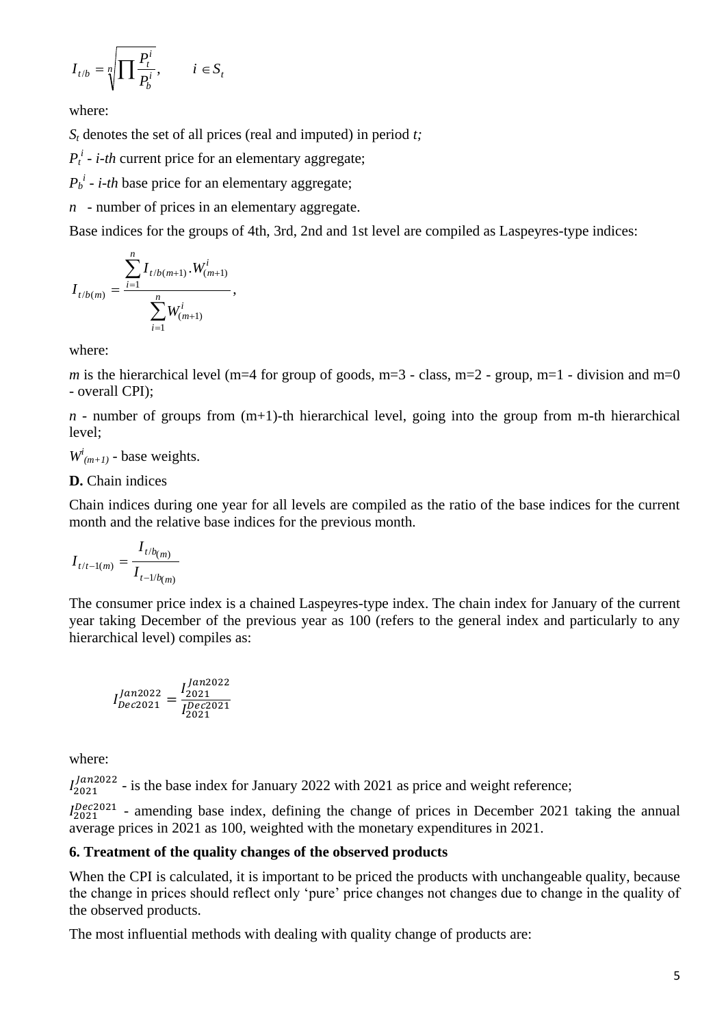$$I_{t/b} = \sqrt[n]{\prod \frac{P_t^i}{P_b^i}}, \qquad i \in S_t$$

where:

$S_t$ denotes the set of all prices (real and imputed) in period $t$;

$P_t^i$ - $i$-$th$ current price for an elementary aggregate;

$P_b^i$ - $i$-$th$ base price for an elementary aggregate;

$n$ - number of prices in an elementary aggregate.

Base indices for the groups of 4th, 3rd, 2nd and 1st level are compiled as Laspeyres-type indices:

$$I_{t/b(m)} = \frac{\sum_{i=1}^{n} I_{t/b(m+1)} . W_{(m+1)}^{i}}{\sum_{i=1}^{n} W_{(m+1)}^{i}},$$

where:

$m$ is the hierarchical level (m=4 for group of goods, m=3 - class, m=2 - group, m=1 - division and m=0 - overall CPI);

$n$ - number of groups from (m+1)-th hierarchical level, going into the group from m-th hierarchical level;

$W^i_{(m+1)}$ - base weights.

**D.** Chain indices

Chain indices during one year for all levels are compiled as the ratio of the base indices for the current month and the relative base indices for the previous month.

$$I_{t/t-1(m)} = \frac{I_{t/b_{(m)}}}{I_{t-1/b_{(m)}}}$$

The consumer price index is a chained Laspeyres-type index. The chain index for January of the current year taking December of the previous year as 100 (refers to the general index and particularly to any hierarchical level) compiles as:

$$I_{Dec2021}^{Jan2022} = \frac{I_{2021}^{Jan2022}}{I_{2021}^{Dec2021}}$$

where:

$I_{2021}^{Jan2022}$ - is the base index for January 2022 with 2021 as price and weight reference;

$I_{2021}^{Dec2021}$ - amending base index, defining the change of prices in December 2021 taking the annual average prices in 2021 as 100, weighted with the monetary expenditures in 2021.

## 6. Treatment of the quality changes of the observed products

When the CPI is calculated, it is important to be priced the products with unchangeable quality, because the change in prices should reflect only 'pure' price changes not changes due to change in the quality of the observed products.

The most influential methods with dealing with quality change of products are: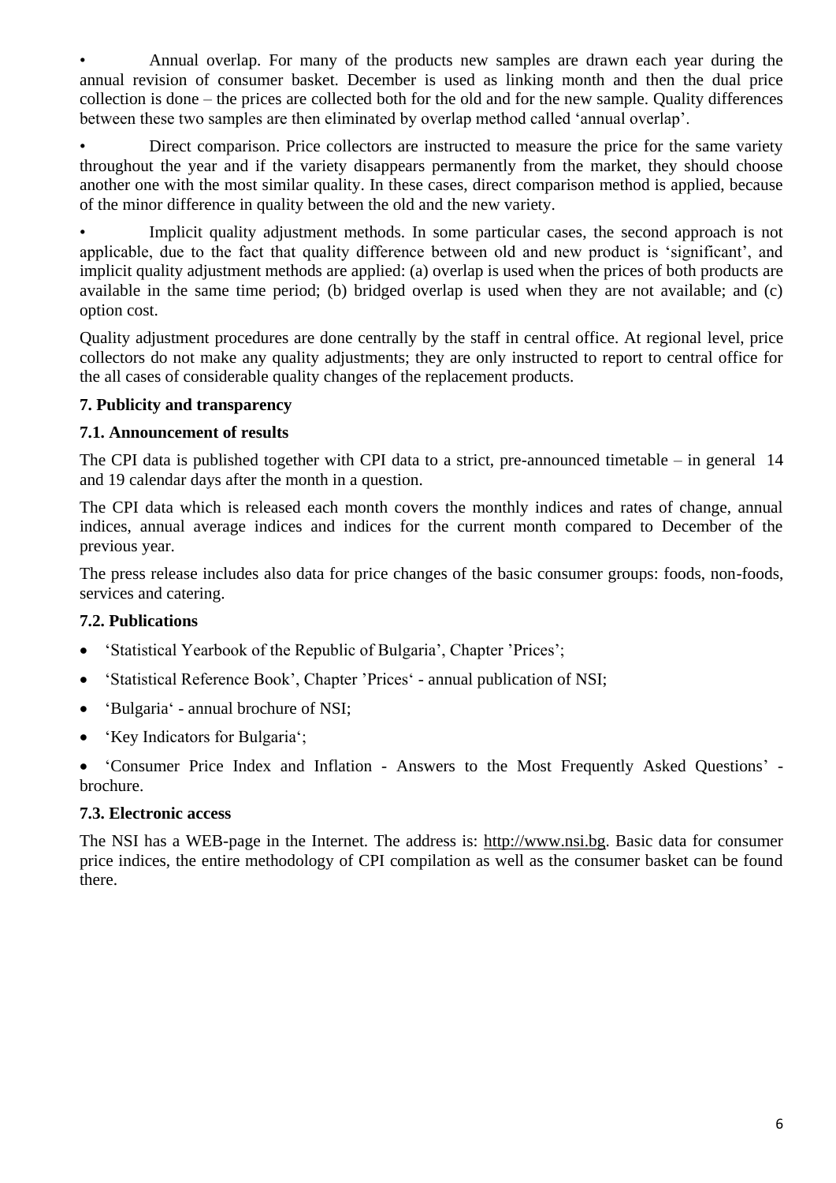- Annual overlap. For many of the products new samples are drawn each year during the annual revision of consumer basket. December is used as linking month and then the dual price collection is done – the prices are collected both for the old and for the new sample. Quality differences between these two samples are then eliminated by overlap method called 'annual overlap'.
- Direct comparison. Price collectors are instructed to measure the price for the same variety throughout the year and if the variety disappears permanently from the market, they should choose another one with the most similar quality. In these cases, direct comparison method is applied, because of the minor difference in quality between the old and the new variety.
- Implicit quality adjustment methods. In some particular cases, the second approach is not applicable, due to the fact that quality difference between old and new product is 'significant', and implicit quality adjustment methods are applied: (a) overlap is used when the prices of both products are available in the same time period; (b) bridged overlap is used when they are not available; and (c) option cost.

Quality adjustment procedures are done centrally by the staff in central office. At regional level, price collectors do not make any quality adjustments; they are only instructed to report to central office for the all cases of considerable quality changes of the replacement products.

### 7. Publicity and transparency

#### 7.1. Announcement of results

The CPI data is published together with CPI data to a strict, pre-announced timetable – in general 14 and 19 calendar days after the month in a question.

The CPI data which is released each month covers the monthly indices and rates of change, annual indices, annual average indices and indices for the current month compared to December of the previous year.

The press release includes also data for price changes of the basic consumer groups: foods, non-foods, services and catering.

#### 7.2. Publications

- 'Statistical Yearbook of the Republic of Bulgaria', Chapter 'Prices';
- 'Statistical Reference Book', Chapter 'Prices' - annual publication of NSI;
- 'Bulgaria' - annual brochure of NSI;
- 'Key Indicators for Bulgaria';
- 'Consumer Price Index and Inflation - Answers to the Most Frequently Asked Questions' - brochure.

#### 7.3. Electronic access

The NSI has a WEB-page in the Internet. The address is: http://www.nsi.bg. Basic data for consumer price indices, the entire methodology of CPI compilation as well as the consumer basket can be found there.